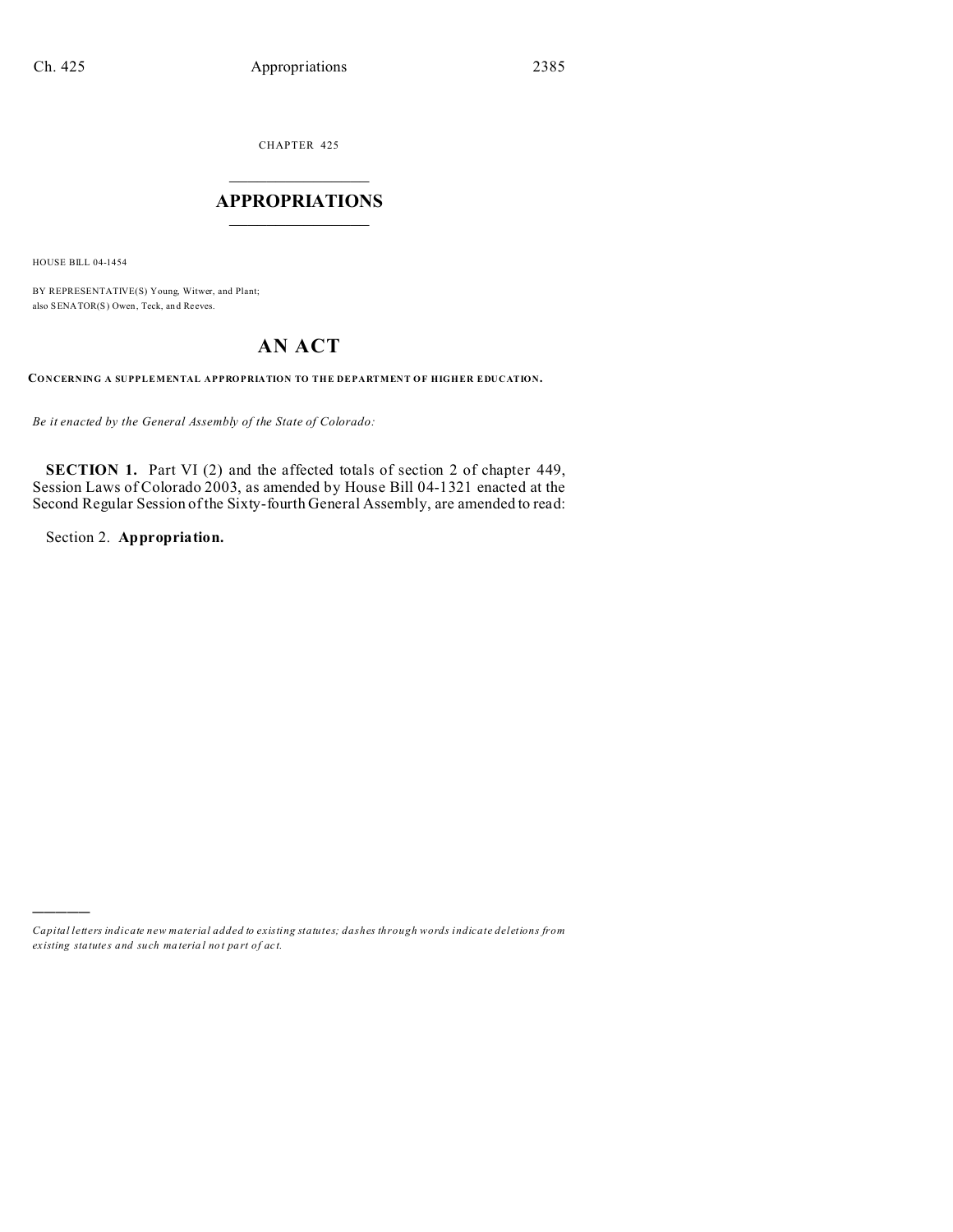CHAPTER 425

# APPROPRIATIONS

HOUSE BILL 04-1454

BY REPRESENTATIVE(S) Young, Witwer, and Plant;
also SENATOR(S) Owen, Teck, and Reeves.

## AN ACT

**CONCERNING A SUPPLEMENTAL APPROPRIATION TO THE DEPARTMENT OF HIGHER EDUCATION.**

*Be it enacted by the General Assembly of the State of Colorado:*

**SECTION 1.** Part VI (2) and the affected totals of section 2 of chapter 449, Session Laws of Colorado 2003, as amended by House Bill 04-1321 enacted at the Second Regular Session of the Sixty-fourth General Assembly, are amended to read:

Section 2. **Appropriation.**

*Capital letters indicate new material added to existing statutes; dashes through words indicate deletions from existing statutes and such material not part of act.*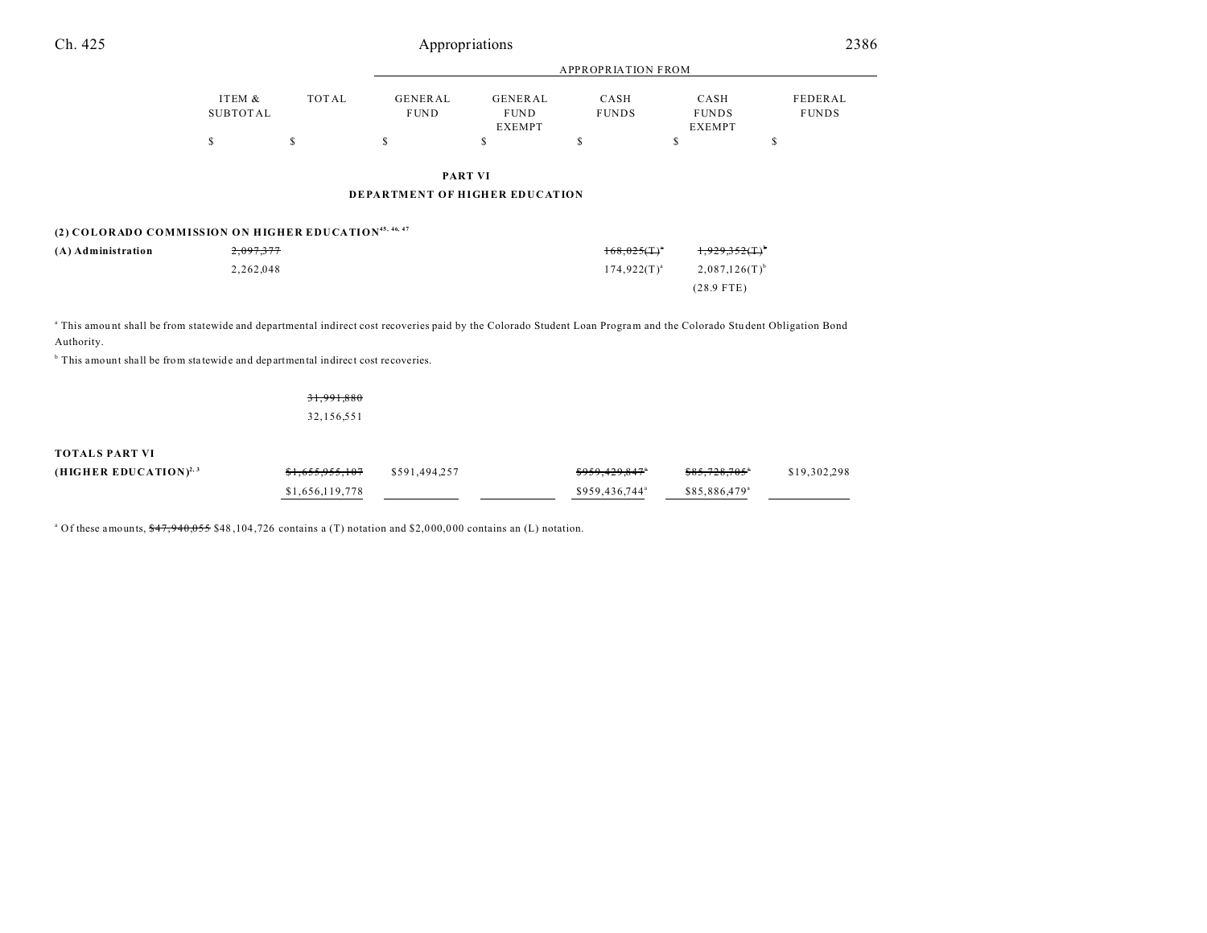| | ITEM & SUBTOTAL | TOTAL | APPROPRIATION FROM | | | | |
|---|---|---|---|---|---|---|---|
| | | | GENERAL FUND | GENERAL FUND EXEMPT | CASH FUNDS | CASH FUNDS EXEMPT | FEDERAL FUNDS |
| | $ | $ | $ | $ | $ | $ | $ |

**PART VI**

**DEPARTMENT OF HIGHER EDUCATION**

**(2) COLORADO COMMISSION ON HIGHER EDUCATION**[45, 46, 47]

| | ITEM & SUBTOTAL | TOTAL | GENERAL FUND | GENERAL FUND EXEMPT | CASH FUNDS | CASH FUNDS EXEMPT | FEDERAL FUNDS |
|---|---|---|---|---|---|---|---|
| **(A) Administration** | ~~2,097,377~~ | | | | ~~168,025(T)~~[a] | ~~1,929,352(T)~~[b] | |
| | 2,262,048 | | | | 174,922(T)[a] | 2,087,126(T)[b] | |
| | | | | | | (28.9 FTE) | |

[a] This amount shall be from statewide and departmental indirect cost recoveries paid by the Colorado Student Loan Program and the Colorado Student Obligation Bond Authority.

[b] This amount shall be from statewide and departmental indirect cost recoveries.

| | ITEM & SUBTOTAL | TOTAL | GENERAL FUND | GENERAL FUND EXEMPT | CASH FUNDS | CASH FUNDS EXEMPT | FEDERAL FUNDS |
|---|---|---|---|---|---|---|---|
| | | ~~31,991,880~~ | | | | | |
| | | 32,156,551 | | | | | |

| | ITEM & SUBTOTAL | TOTAL | GENERAL FUND | GENERAL FUND EXEMPT | CASH FUNDS | CASH FUNDS EXEMPT | FEDERAL FUNDS |
|---|---|---|---|---|---|---|---|
| **TOTALS PART VI** | | | | | | | |
| **(HIGHER EDUCATION)**[2, 3] | | ~~$1,655,955,107~~ | $591,494,257 | | ~~$959,429,847~~[a] | ~~$85,728,705~~[a] | $19,302,298 |
| | | $1,656,119,778 | | | $959,436,744[a] | $85,886,479[a] | |

[a] Of these amounts, ~~$47,940,055~~ $48,104,726 contains a (T) notation and $2,000,000 contains an (L) notation.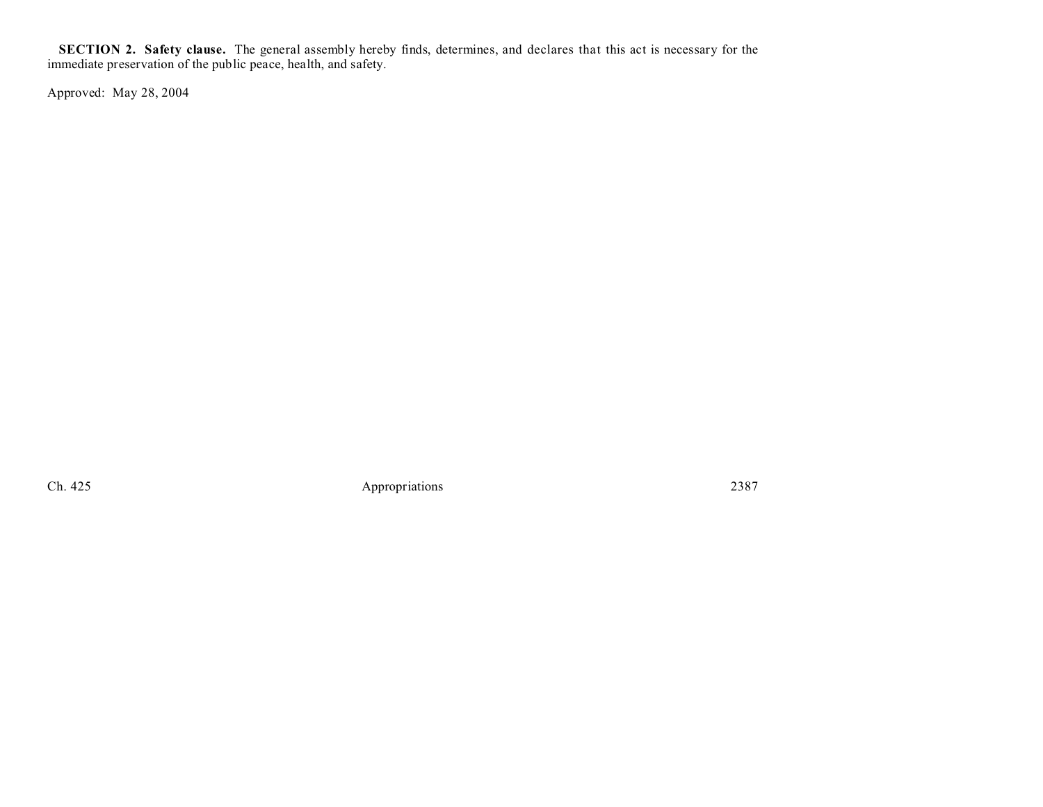**SECTION 2. Safety clause.** The general assembly hereby finds, determines, and declares that this act is necessary for the immediate preservation of the public peace, health, and safety.

Approved: May 28, 2004